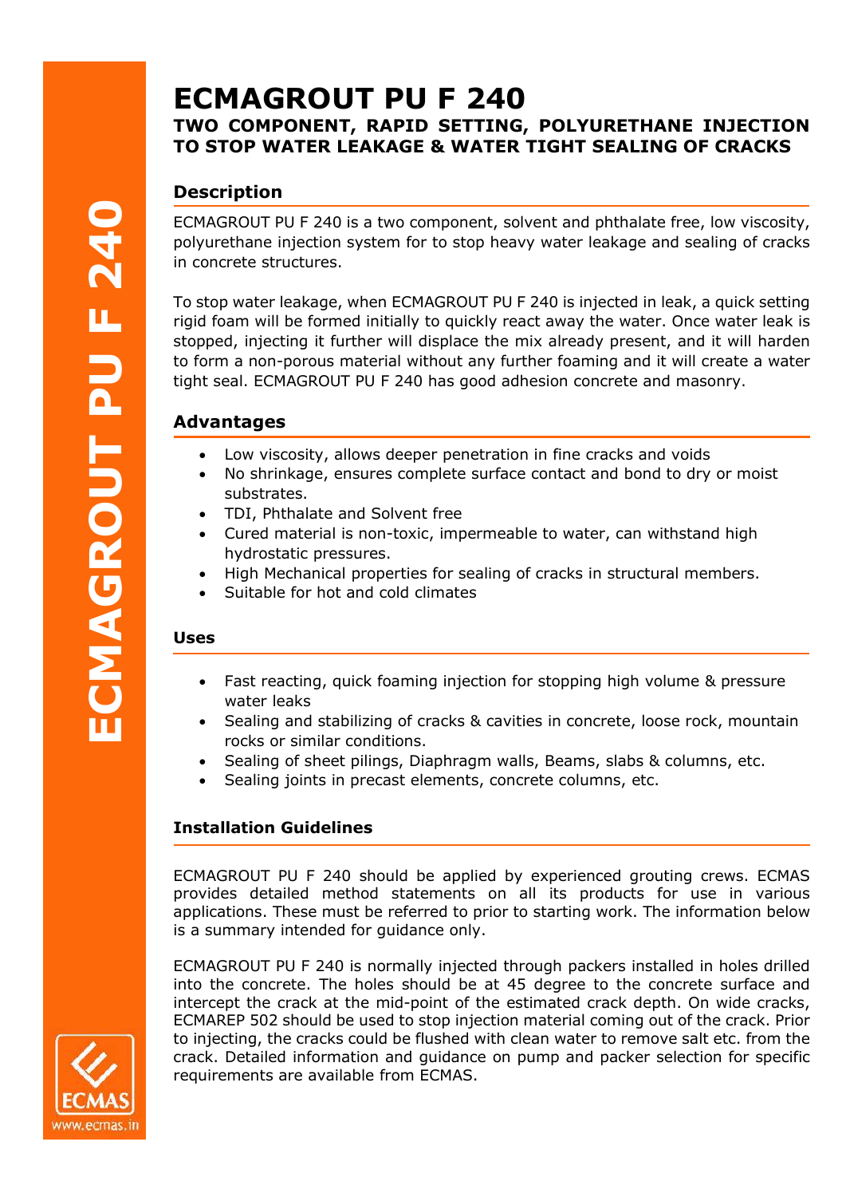# ECMAGROUT PU F 240

## TWO COMPONENT, RAPID SETTING, POLYURETHANE INJECTION TO STOP WATER LEAKAGE & WATER TIGHT SEALING OF CRACKS

### Description

ECMAGROUT PU F 240 is a two component, solvent and phthalate free, low viscosity, polyurethane injection system for to stop heavy water leakage and sealing of cracks in concrete structures.

To stop water leakage, when ECMAGROUT PU F 240 is injected in leak, a quick setting rigid foam will be formed initially to quickly react away the water. Once water leak is stopped, injecting it further will displace the mix already present, and it will harden to form a non-porous material without any further foaming and it will create a water tight seal. ECMAGROUT PU F 240 has good adhesion concrete and masonry.

### Advantages

- Low viscosity, allows deeper penetration in fine cracks and voids
- No shrinkage, ensures complete surface contact and bond to dry or moist substrates.
- TDI, Phthalate and Solvent free
- Cured material is non-toxic, impermeable to water, can withstand high hydrostatic pressures.
- High Mechanical properties for sealing of cracks in structural members.
- Suitable for hot and cold climates

### Uses

- Fast reacting, quick foaming injection for stopping high volume & pressure water leaks
- Sealing and stabilizing of cracks & cavities in concrete, loose rock, mountain rocks or similar conditions.
- Sealing of sheet pilings, Diaphragm walls, Beams, slabs & columns, etc.
- Sealing joints in precast elements, concrete columns, etc.

### Installation Guidelines

ECMAGROUT PU F 240 should be applied by experienced grouting crews. ECMAS provides detailed method statements on all its products for use in various applications. These must be referred to prior to starting work. The information below is a summary intended for guidance only.

ECMAGROUT PU F 240 is normally injected through packers installed in holes drilled into the concrete. The holes should be at 45 degree to the concrete surface and intercept the crack at the mid-point of the estimated crack depth. On wide cracks, ECMAREP 502 should be used to stop injection material coming out of the crack. Prior to injecting, the cracks could be flushed with clean water to remove salt etc. from the crack. Detailed information and guidance on pump and packer selection for specific requirements are available from ECMAS.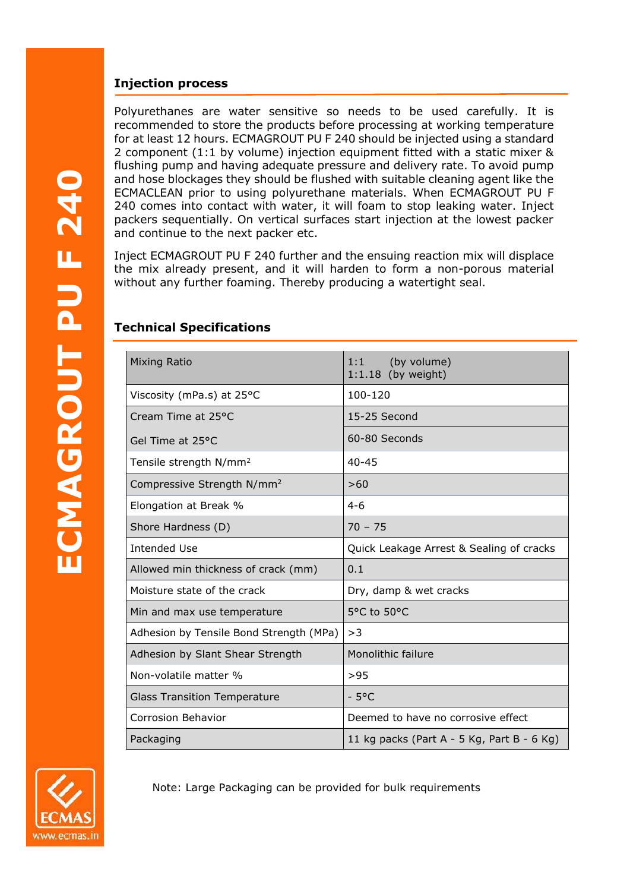## Injection process

Polyurethanes are water sensitive so needs to be used carefully. It is recommended to store the products before processing at working temperature for at least 12 hours. ECMAGROUT PU F 240 should be injected using a standard 2 component (1:1 by volume) injection equipment fitted with a static mixer & flushing pump and having adequate pressure and delivery rate. To avoid pump and hose blockages they should be flushed with suitable cleaning agent like the ECMACLEAN prior to using polyurethane materials. When ECMAGROUT PU F 240 comes into contact with water, it will foam to stop leaking water. Inject packers sequentially. On vertical surfaces start injection at the lowest packer and continue to the next packer etc.

Inject ECMAGROUT PU F 240 further and the ensuing reaction mix will displace the mix already present, and it will harden to form a non-porous material without any further foaming. Thereby producing a watertight seal.

## Technical Specifications

| Property | Value |
|---|---|
| Mixing Ratio | 1:1 (by volume)<br>1:1.18 (by weight) |
| Viscosity (mPa.s) at 25°C | 100-120 |
| Cream Time at 25°C | 15-25 Second |
| Gel Time at 25°C | 60-80 Seconds |
| Tensile strength N/mm² | 40-45 |
| Compressive Strength N/mm² | >60 |
| Elongation at Break % | 4-6 |
| Shore Hardness (D) | 70 – 75 |
| Intended Use | Quick Leakage Arrest & Sealing of cracks |
| Allowed min thickness of crack (mm) | 0.1 |
| Moisture state of the crack | Dry, damp & wet cracks |
| Min and max use temperature | 5°C to 50°C |
| Adhesion by Tensile Bond Strength (MPa) | >3 |
| Adhesion by Slant Shear Strength | Monolithic failure |
| Non-volatile matter % | >95 |
| Glass Transition Temperature | - 5°C |
| Corrosion Behavior | Deemed to have no corrosive effect |
| Packaging | 11 kg packs (Part A - 5 Kg, Part B - 6 Kg) |

Note: Large Packaging can be provided for bulk requirements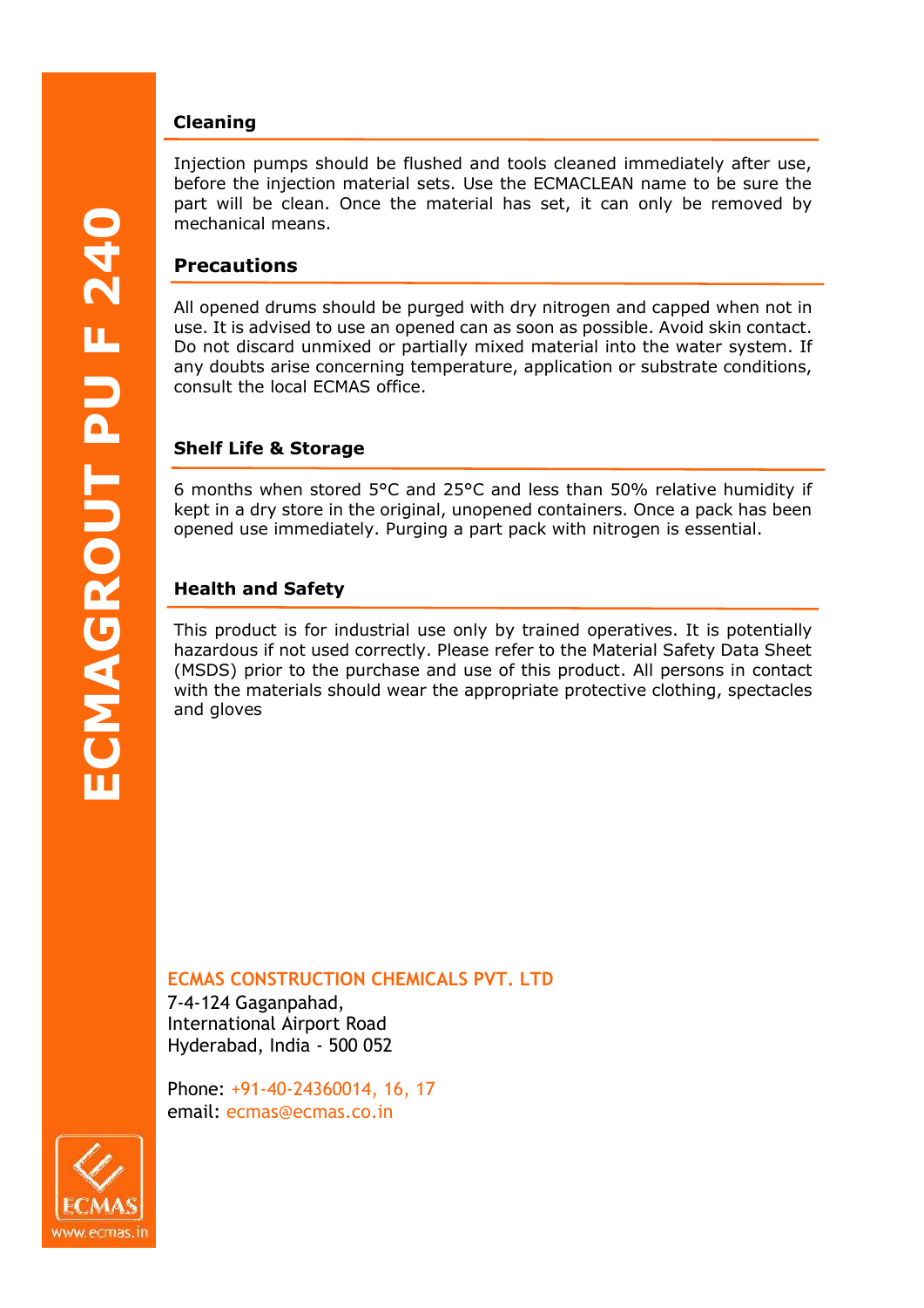## Cleaning

Injection pumps should be flushed and tools cleaned immediately after use, before the injection material sets. Use the ECMACLEAN name to be sure the part will be clean. Once the material has set, it can only be removed by mechanical means.

## Precautions

All opened drums should be purged with dry nitrogen and capped when not in use. It is advised to use an opened can as soon as possible. Avoid skin contact. Do not discard unmixed or partially mixed material into the water system. If any doubts arise concerning temperature, application or substrate conditions, consult the local ECMAS office.

## Shelf Life & Storage

6 months when stored 5°C and 25°C and less than 50% relative humidity if kept in a dry store in the original, unopened containers. Once a pack has been opened use immediately. Purging a part pack with nitrogen is essential.

## Health and Safety

This product is for industrial use only by trained operatives. It is potentially hazardous if not used correctly. Please refer to the Material Safety Data Sheet (MSDS) prior to the purchase and use of this product. All persons in contact with the materials should wear the appropriate protective clothing, spectacles and gloves

**ECMAS CONSTRUCTION CHEMICALS PVT. LTD**
7-4-124 Gaganpahad,
International Airport Road
Hyderabad, India - 500 052

Phone: +91-40-24360014, 16, 17
email: ecmas@ecmas.co.in